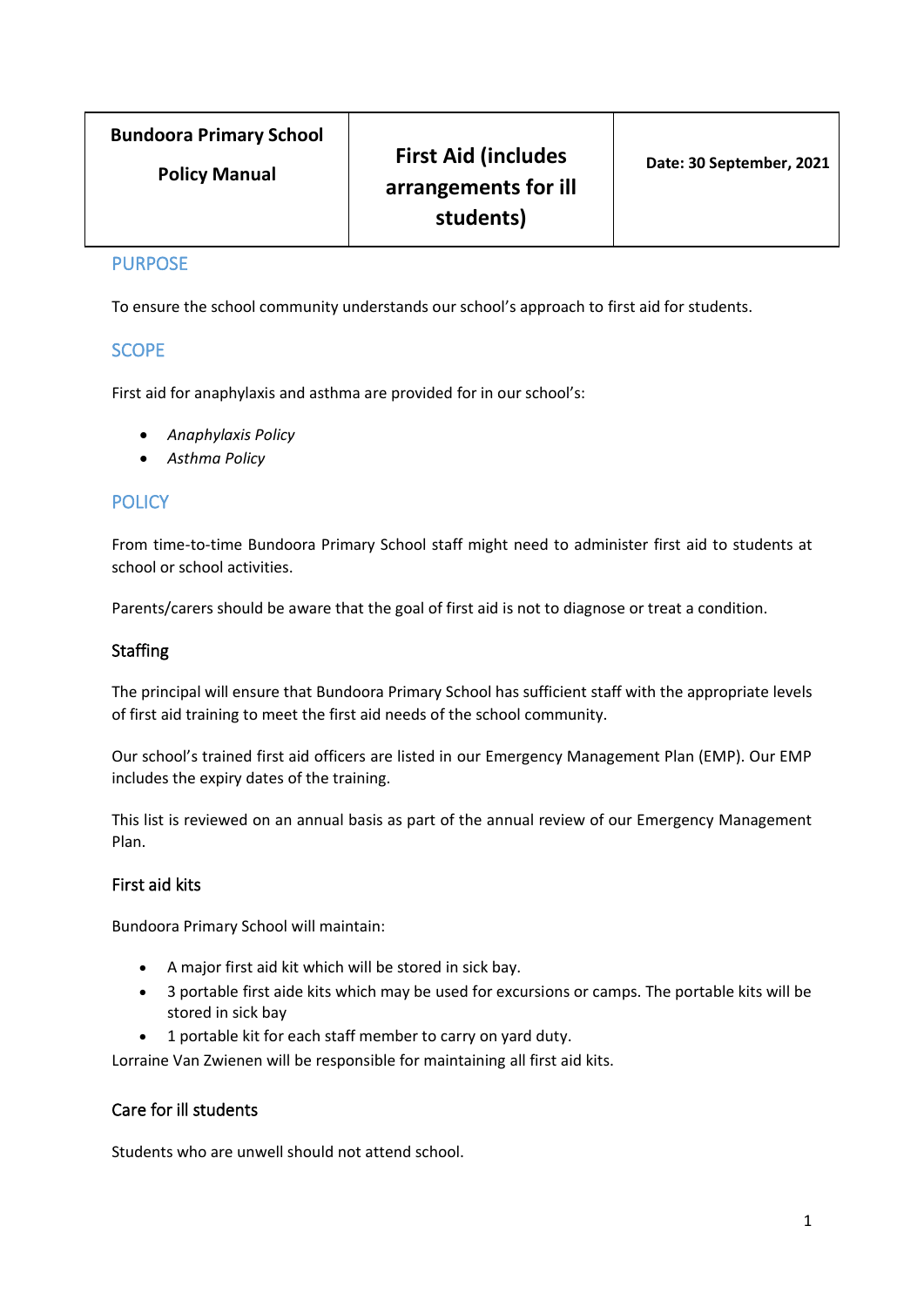| Bundoora Primary School<br><br>Policy Manual | First Aid (includes arrangements for ill students) | Date: 30 September, 2021 |
|---|---|---|

## PURPOSE

To ensure the school community understands our school's approach to first aid for students.

## SCOPE

First aid for anaphylaxis and asthma are provided for in our school's:

- *Anaphylaxis Policy*
- *Asthma Policy*

## POLICY

From time-to-time Bundoora Primary School staff might need to administer first aid to students at school or school activities.

Parents/carers should be aware that the goal of first aid is not to diagnose or treat a condition.

### Staffing

The principal will ensure that Bundoora Primary School has sufficient staff with the appropriate levels of first aid training to meet the first aid needs of the school community.

Our school's trained first aid officers are listed in our Emergency Management Plan (EMP). Our EMP includes the expiry dates of the training.

This list is reviewed on an annual basis as part of the annual review of our Emergency Management Plan.

### First aid kits

Bundoora Primary School will maintain:

- A major first aid kit which will be stored in sick bay.
- 3 portable first aide kits which may be used for excursions or camps. The portable kits will be stored in sick bay
- 1 portable kit for each staff member to carry on yard duty.

Lorraine Van Zwienen will be responsible for maintaining all first aid kits.

### Care for ill students

Students who are unwell should not attend school.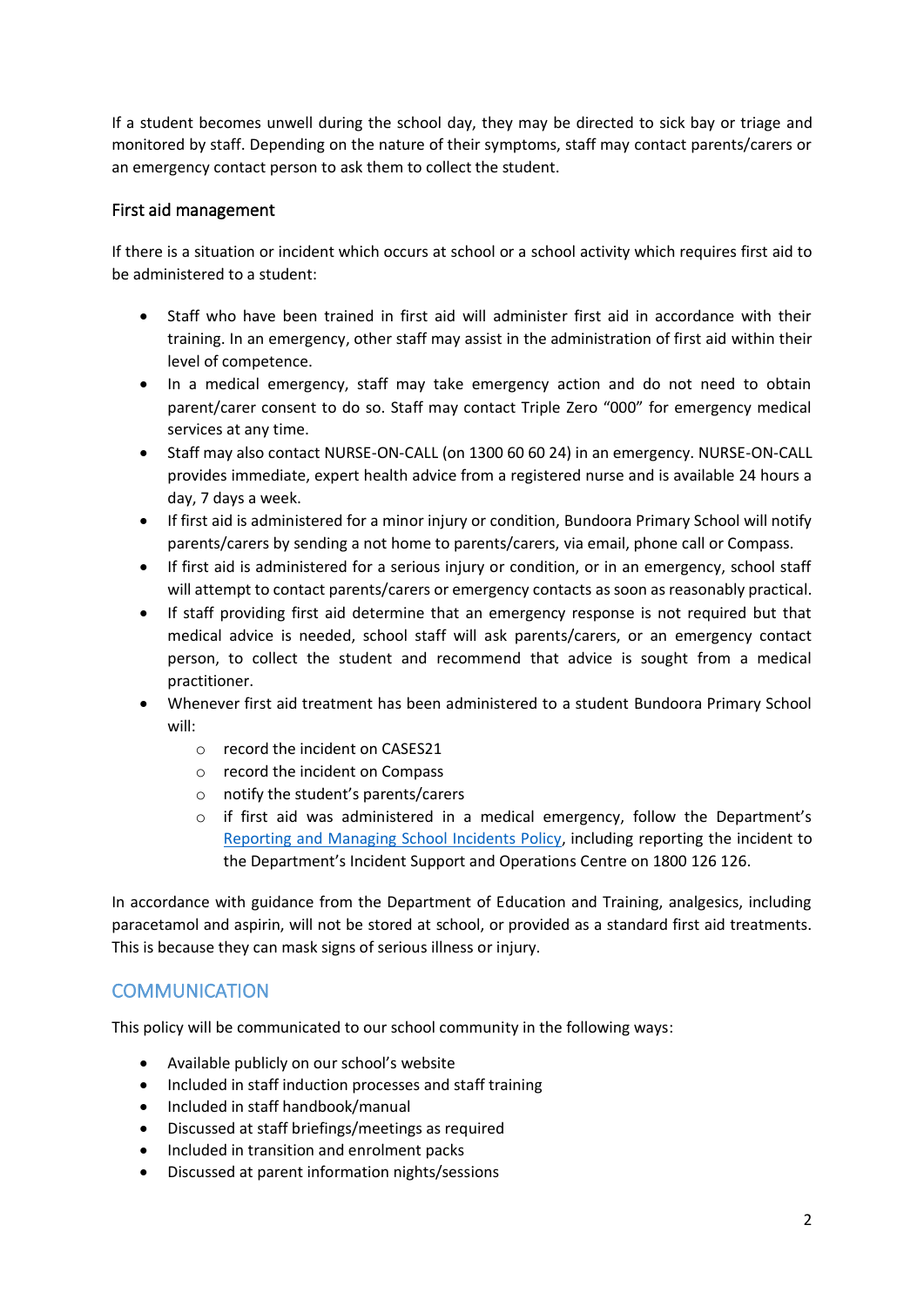If a student becomes unwell during the school day, they may be directed to sick bay or triage and monitored by staff. Depending on the nature of their symptoms, staff may contact parents/carers or an emergency contact person to ask them to collect the student.

### First aid management

If there is a situation or incident which occurs at school or a school activity which requires first aid to be administered to a student:

- Staff who have been trained in first aid will administer first aid in accordance with their training. In an emergency, other staff may assist in the administration of first aid within their level of competence.
- In a medical emergency, staff may take emergency action and do not need to obtain parent/carer consent to do so. Staff may contact Triple Zero "000" for emergency medical services at any time.
- Staff may also contact NURSE-ON-CALL (on 1300 60 60 24) in an emergency. NURSE-ON-CALL provides immediate, expert health advice from a registered nurse and is available 24 hours a day, 7 days a week.
- If first aid is administered for a minor injury or condition, Bundoora Primary School will notify parents/carers by sending a not home to parents/carers, via email, phone call or Compass.
- If first aid is administered for a serious injury or condition, or in an emergency, school staff will attempt to contact parents/carers or emergency contacts as soon as reasonably practical.
- If staff providing first aid determine that an emergency response is not required but that medical advice is needed, school staff will ask parents/carers, or an emergency contact person, to collect the student and recommend that advice is sought from a medical practitioner.
- Whenever first aid treatment has been administered to a student Bundoora Primary School will:
    - record the incident on CASES21
    - record the incident on Compass
    - notify the student's parents/carers
    - if first aid was administered in a medical emergency, follow the Department's [Reporting and Managing School Incidents Policy](), including reporting the incident to the Department's Incident Support and Operations Centre on 1800 126 126.

In accordance with guidance from the Department of Education and Training, analgesics, including paracetamol and aspirin, will not be stored at school, or provided as a standard first aid treatments. This is because they can mask signs of serious illness or injury.

## COMMUNICATION

This policy will be communicated to our school community in the following ways:

- Available publicly on our school's website
- Included in staff induction processes and staff training
- Included in staff handbook/manual
- Discussed at staff briefings/meetings as required
- Included in transition and enrolment packs
- Discussed at parent information nights/sessions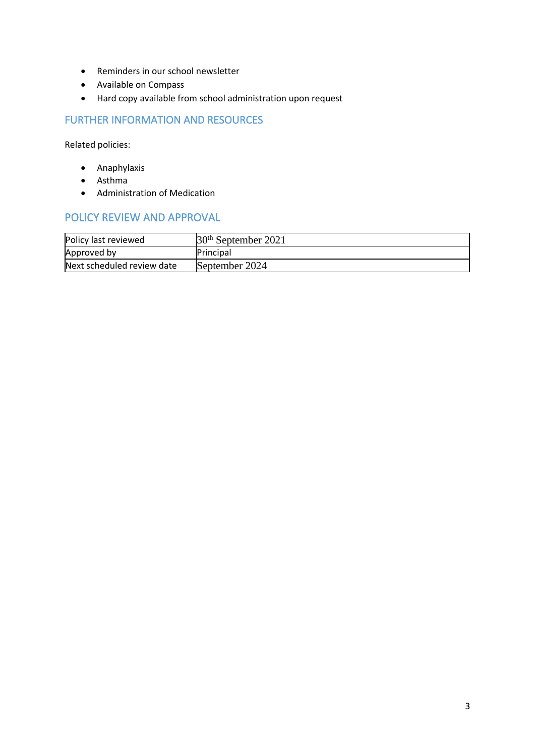- Reminders in our school newsletter
- Available on Compass
- Hard copy available from school administration upon request

## FURTHER INFORMATION AND RESOURCES

Related policies:

- Anaphylaxis
- Asthma
- Administration of Medication

## POLICY REVIEW AND APPROVAL

| | |
|---|---|
| Policy last reviewed | 30th September 2021 |
| Approved by | Principal |
| Next scheduled review date | September 2024 |